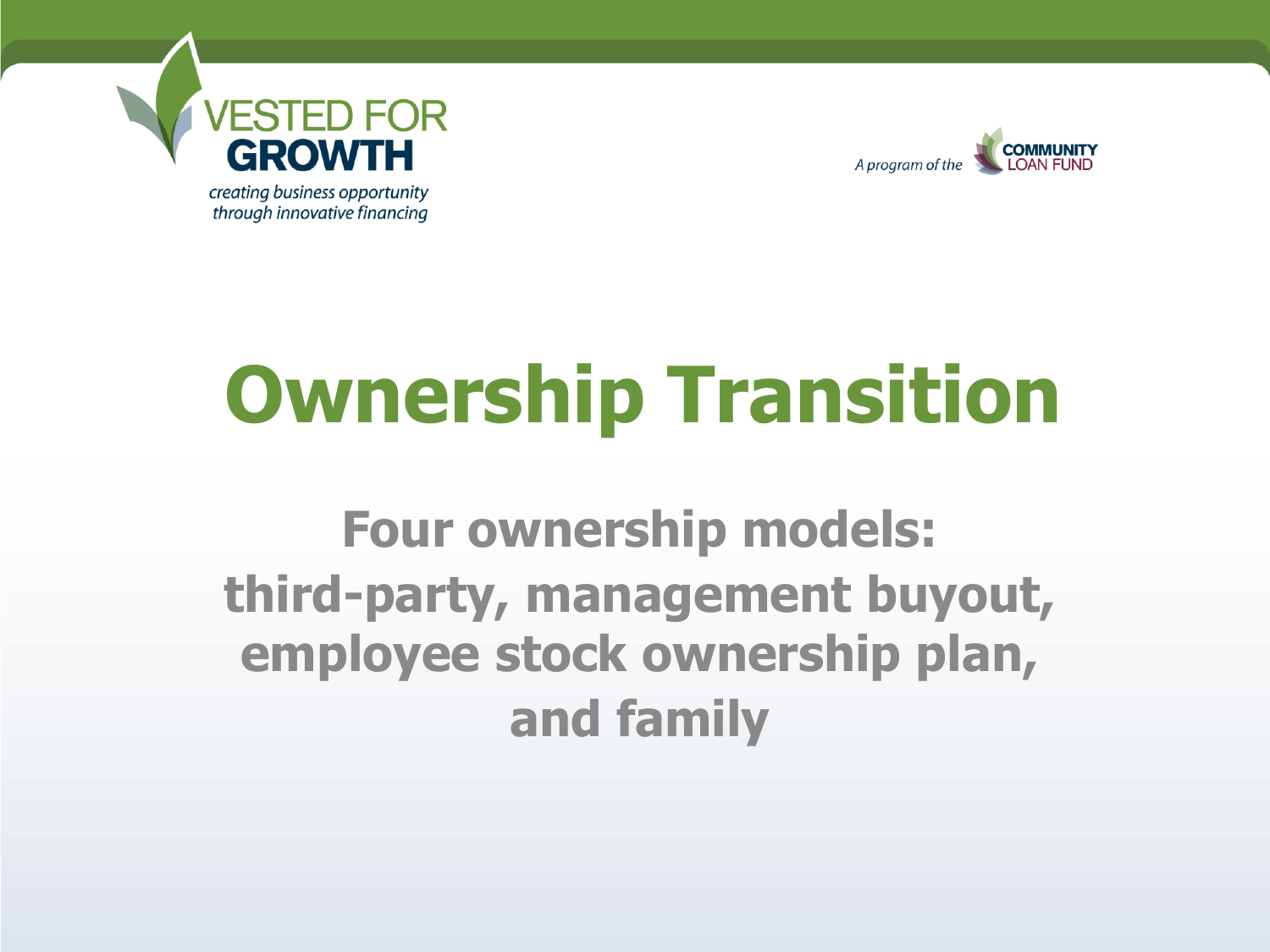VESTED FOR GROWTH

*creating business opportunity through innovative financing*

A program of the COMMUNITY LOAN FUND

# Ownership Transition

## Four ownership models: third-party, management buyout, employee stock ownership plan, and family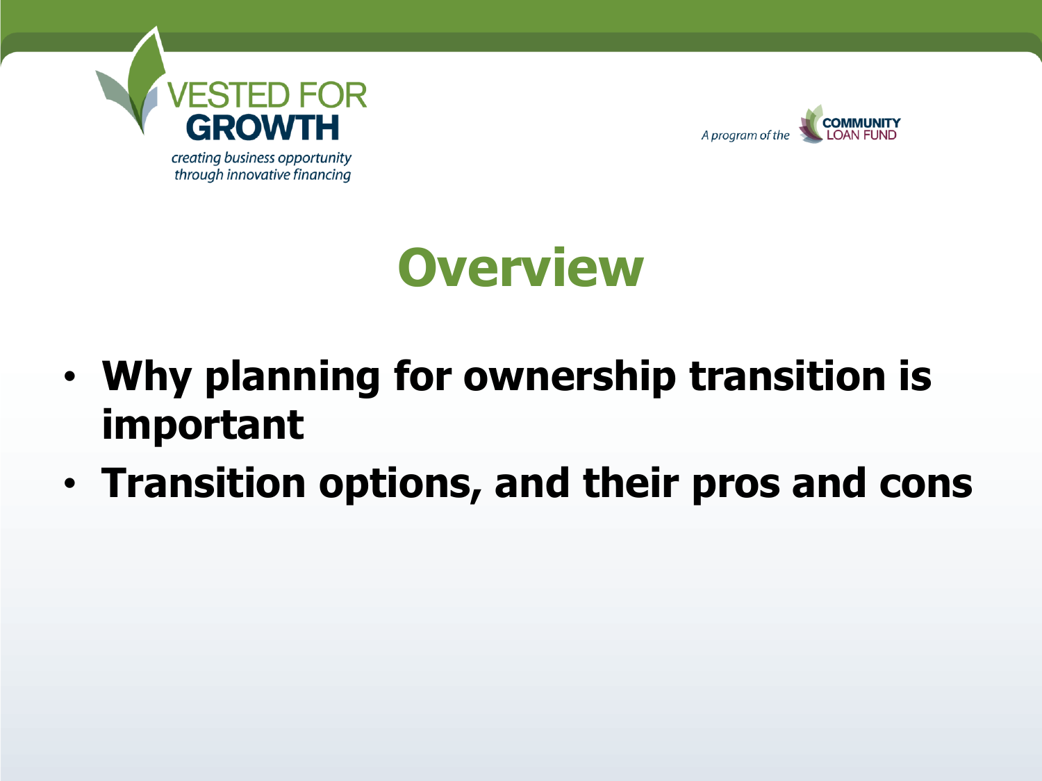# Overview

- **Why planning for ownership transition is important**
- **Transition options, and their pros and cons**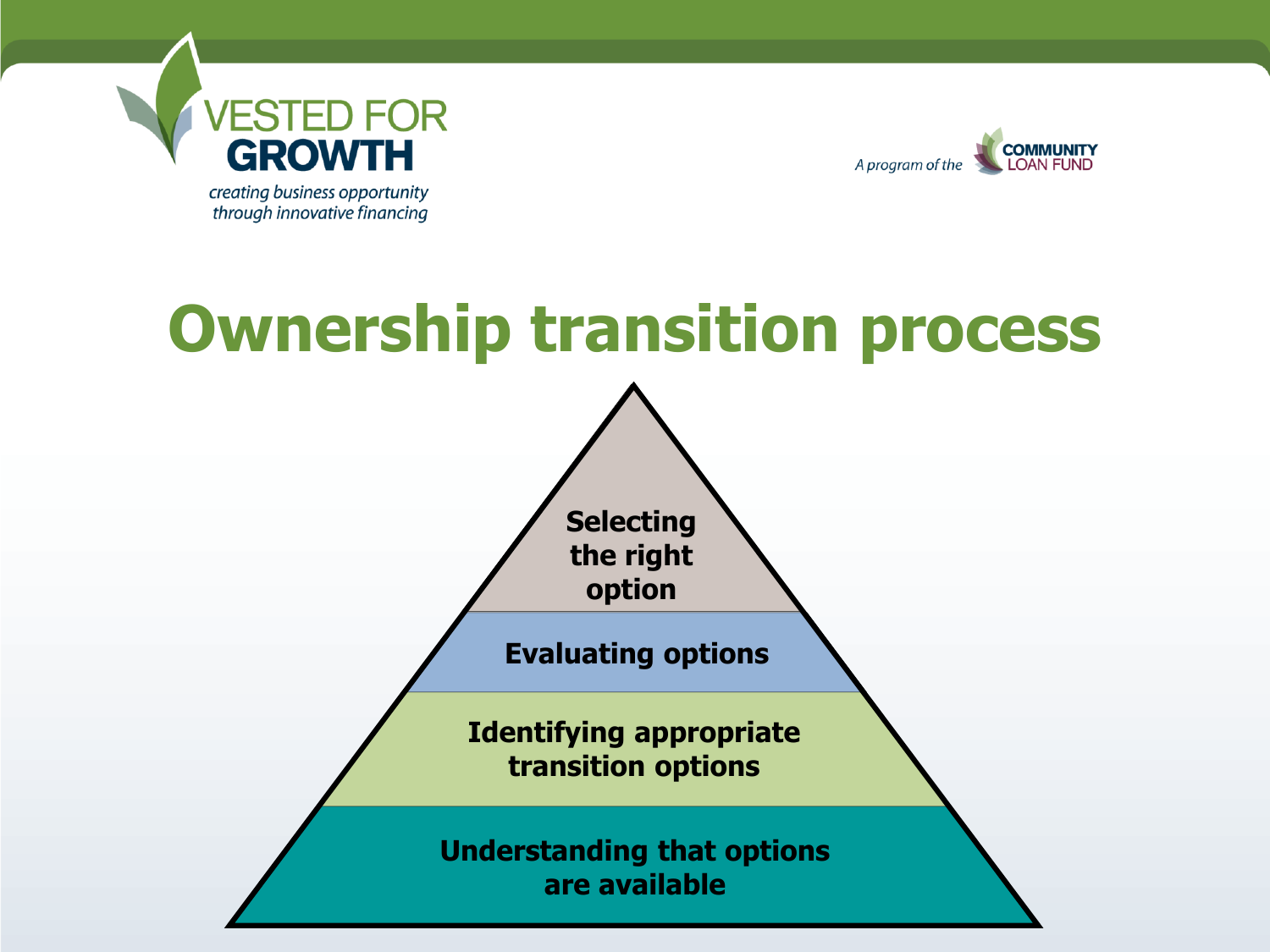VESTED FOR GROWTH

*creating business opportunity through innovative financing*

*A program of the* COMMUNITY LOAN FUND

# Ownership transition process

- **Selecting the right option**
- **Evaluating options**
- **Identifying appropriate transition options**
- **Understanding that options are available**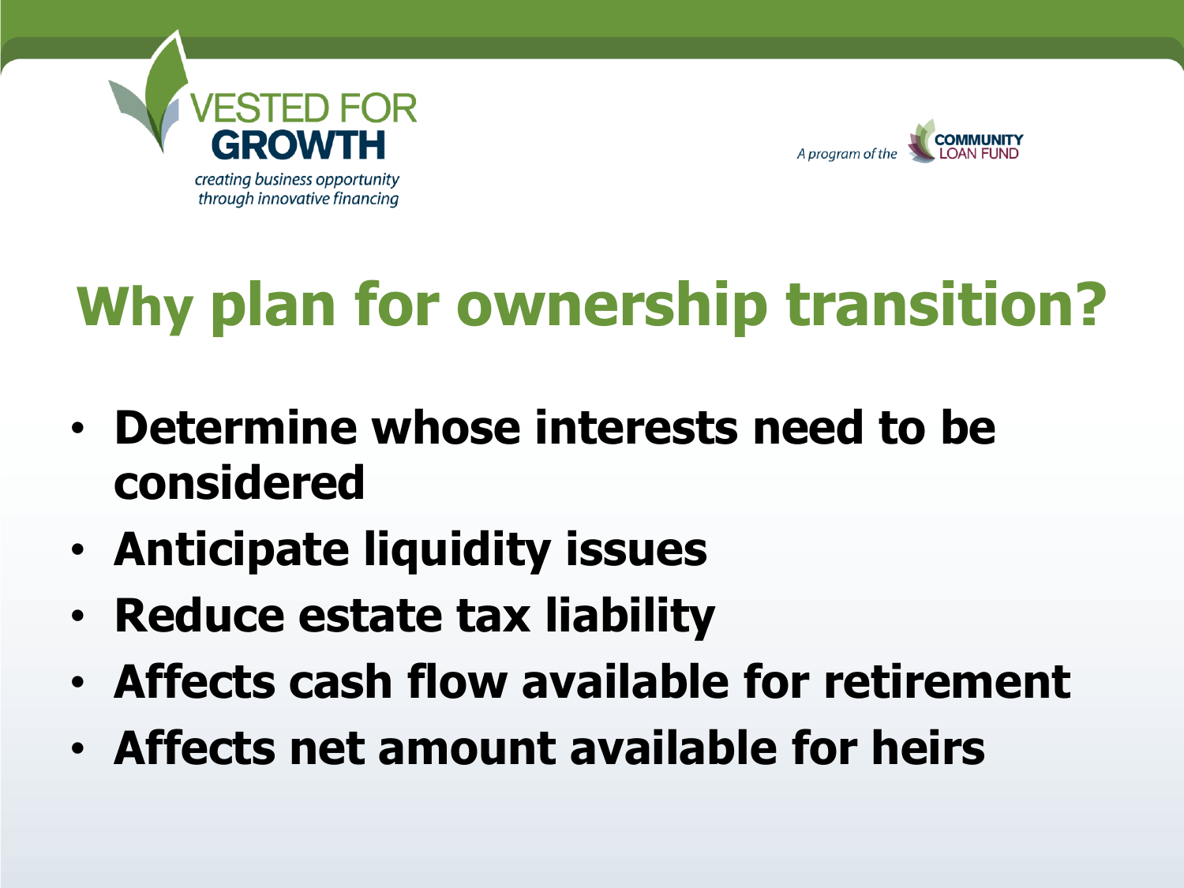# Why plan for ownership transition?

- **Determine whose interests need to be considered**
- **Anticipate liquidity issues**
- **Reduce estate tax liability**
- **Affects cash flow available for retirement**
- **Affects net amount available for heirs**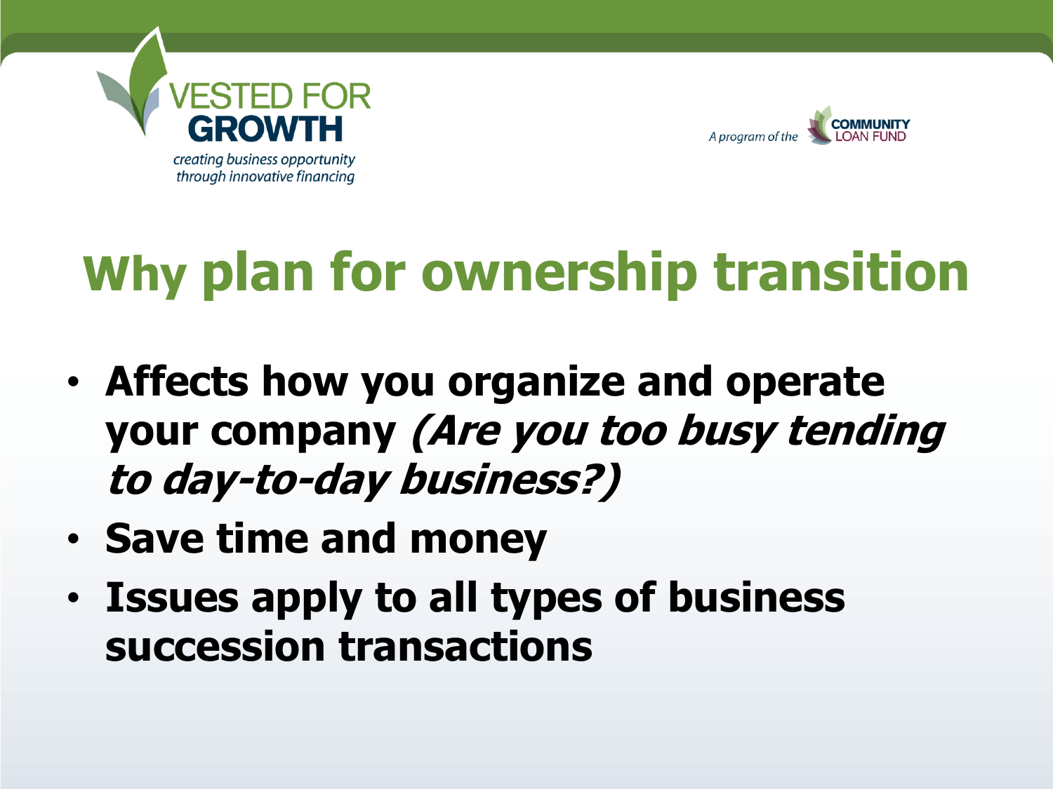VESTED FOR GROWTH

*creating business opportunity through innovative financing*

*A program of the* COMMUNITY LOAN FUND

# Why plan for ownership transition

- **Affects how you organize and operate your company *(Are you too busy tending to day-to-day business?)***
- **Save time and money**
- **Issues apply to all types of business succession transactions**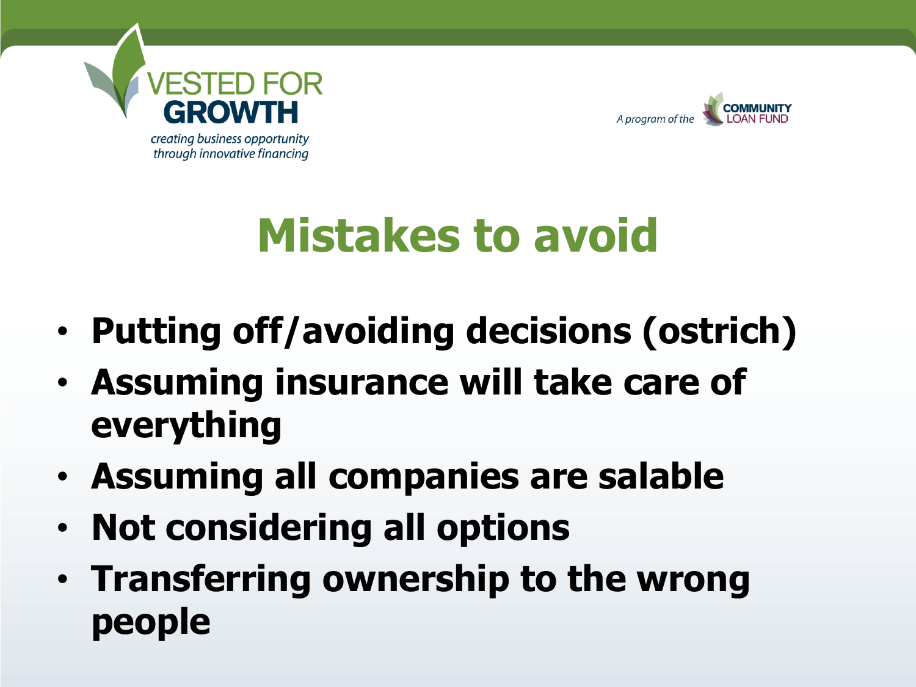# Mistakes to avoid

- **Putting off/avoiding decisions (ostrich)**
- **Assuming insurance will take care of everything**
- **Assuming all companies are salable**
- **Not considering all options**
- **Transferring ownership to the wrong people**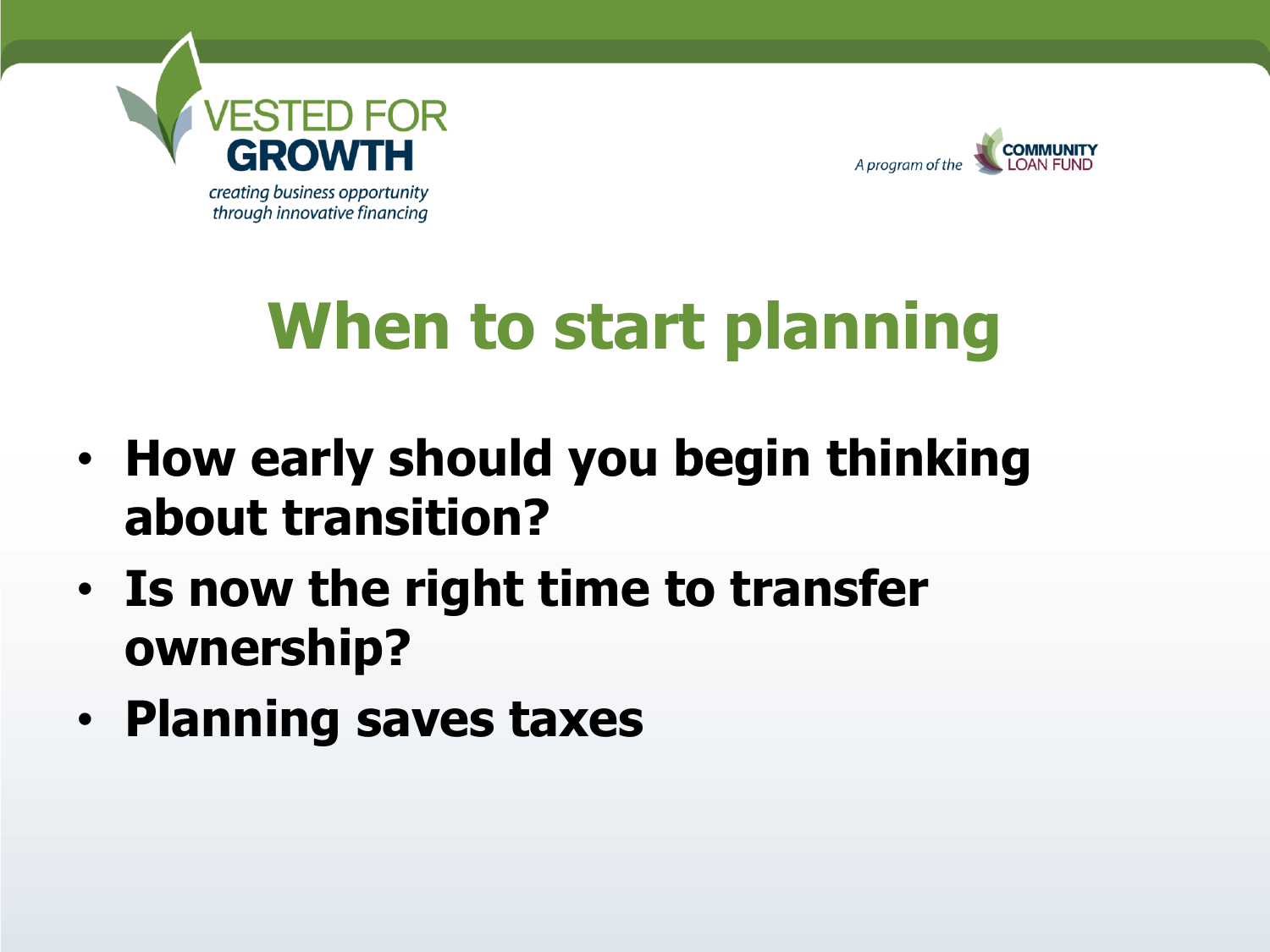VESTED FOR GROWTH

*creating business opportunity through innovative financing*

*A program of the* COMMUNITY LOAN FUND

# When to start planning

- **How early should you begin thinking about transition?**
- **Is now the right time to transfer ownership?**
- **Planning saves taxes**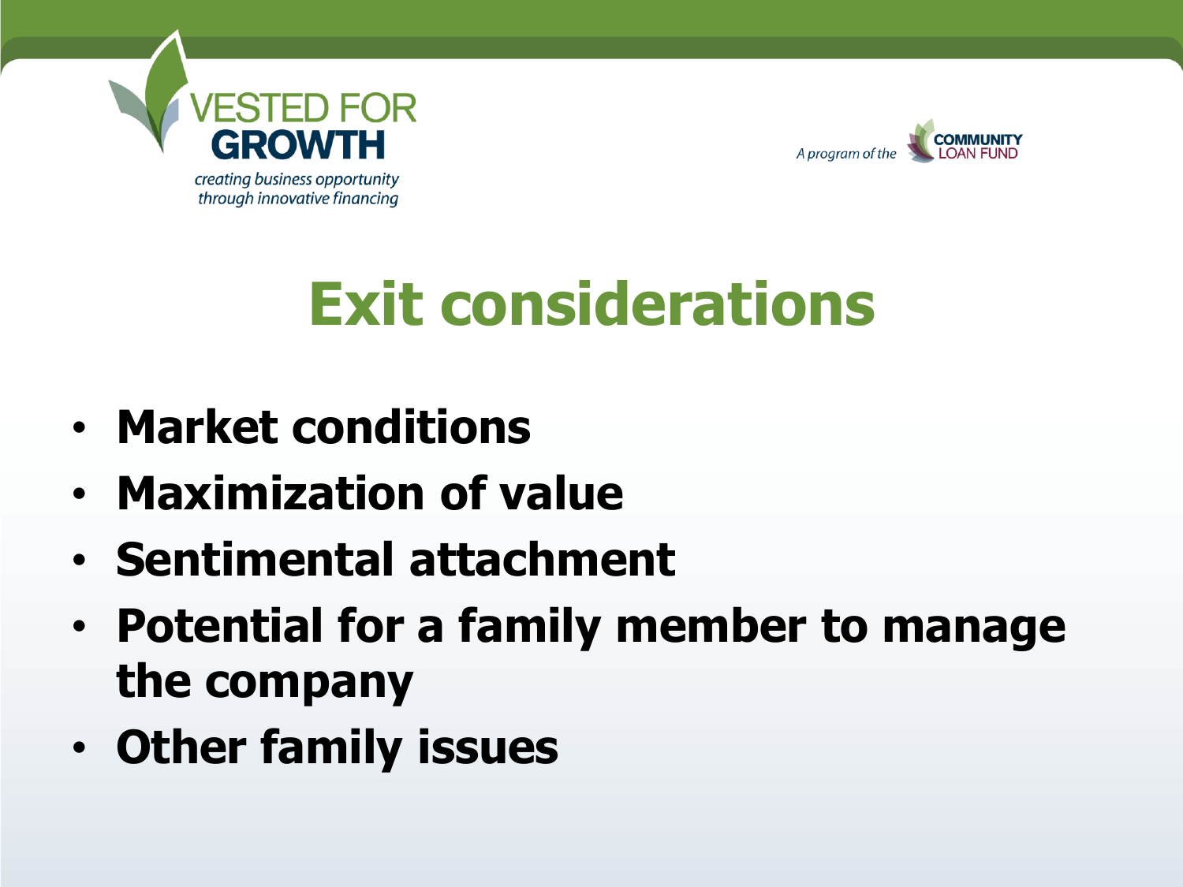# Exit considerations

- **Market conditions**
- **Maximization of value**
- **Sentimental attachment**
- **Potential for a family member to manage the company**
- **Other family issues**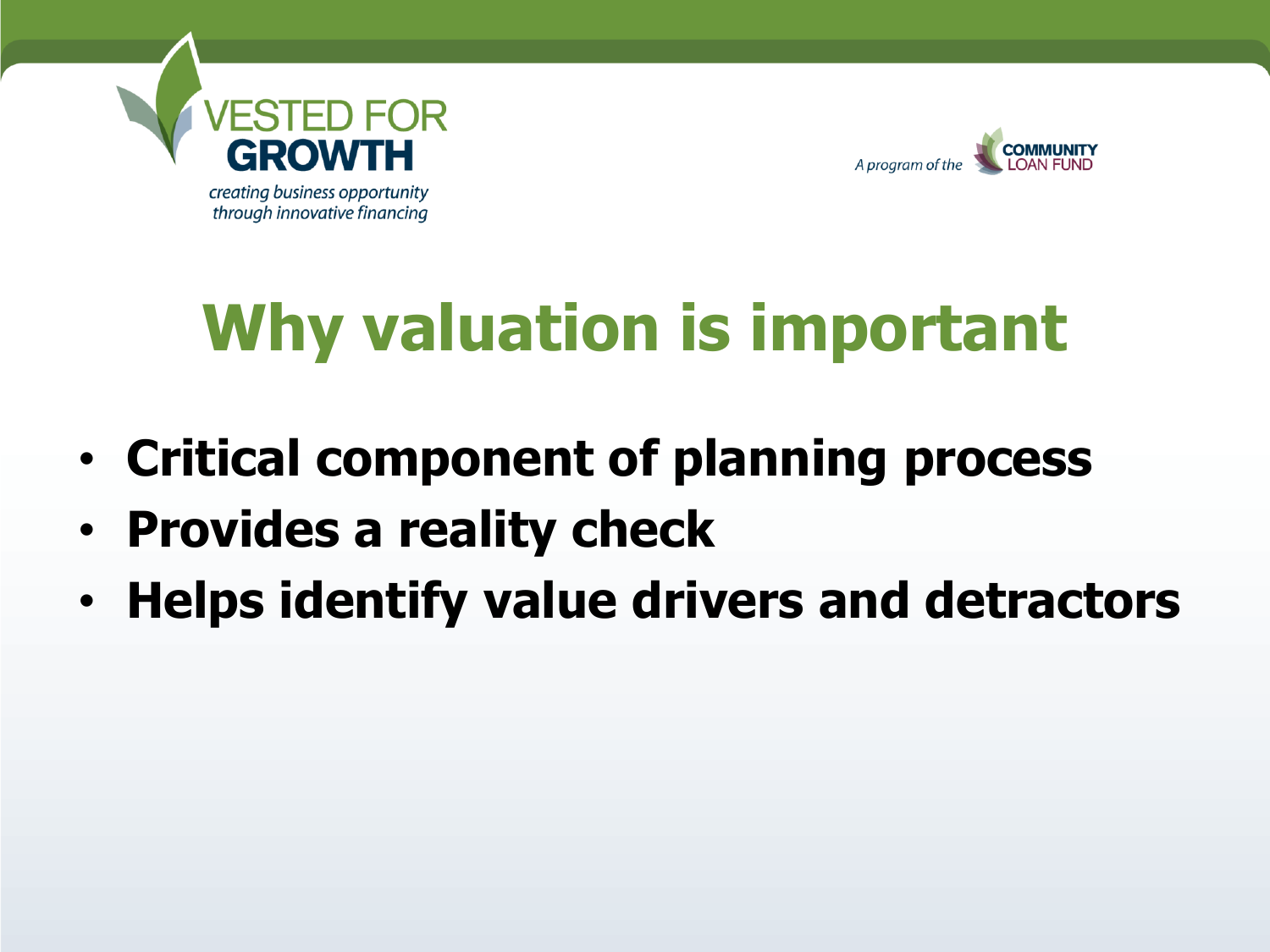# Why valuation is important

- **Critical component of planning process**
- **Provides a reality check**
- **Helps identify value drivers and detractors**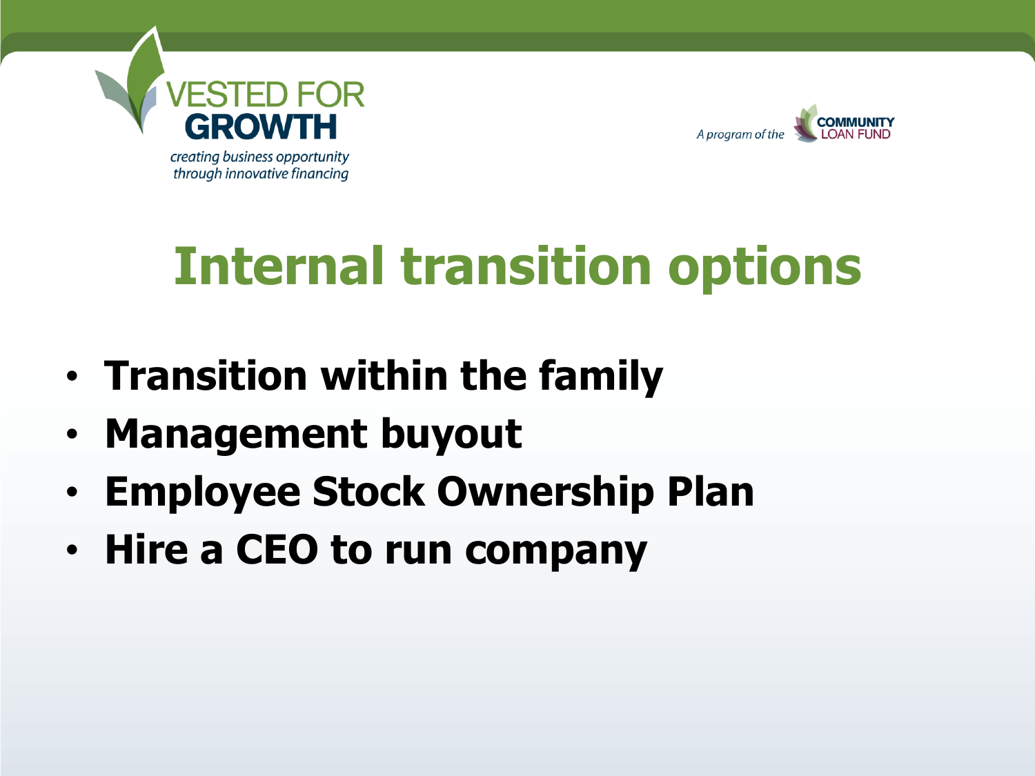# Internal transition options

- **Transition within the family**
- **Management buyout**
- **Employee Stock Ownership Plan**
- **Hire a CEO to run company**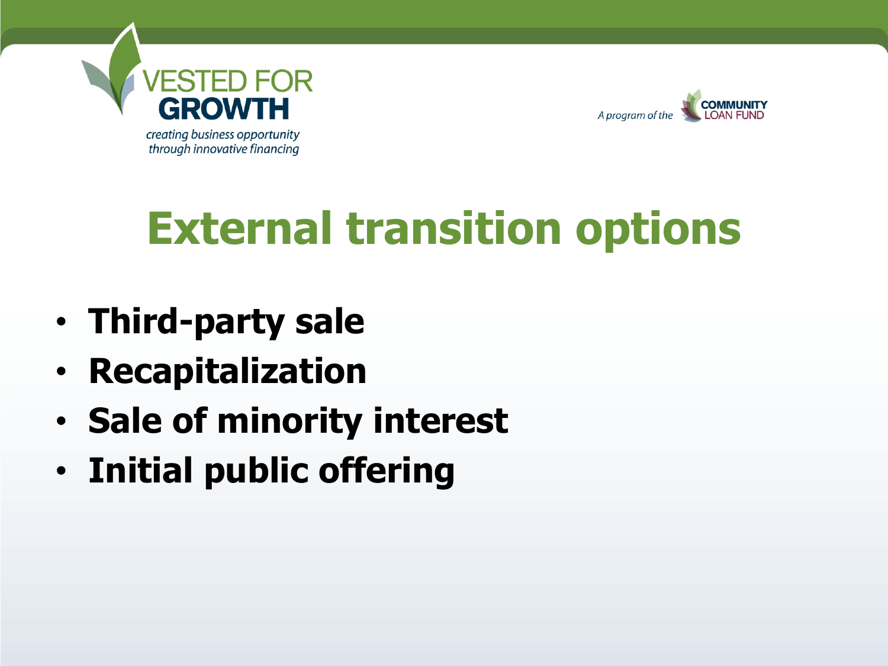# External transition options

- **Third-party sale**
- **Recapitalization**
- **Sale of minority interest**
- **Initial public offering**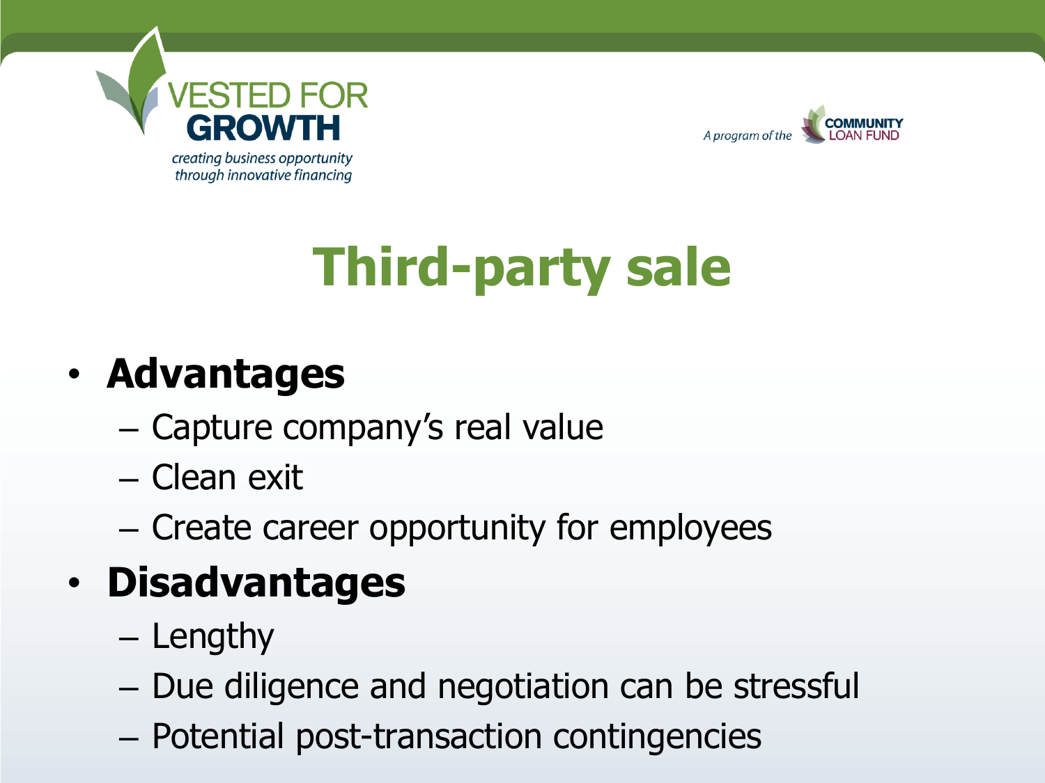# Third-party sale

- **Advantages**
  - Capture company's real value
  - Clean exit
  - Create career opportunity for employees
- **Disadvantages**
  - Lengthy
  - Due diligence and negotiation can be stressful
  - Potential post-transaction contingencies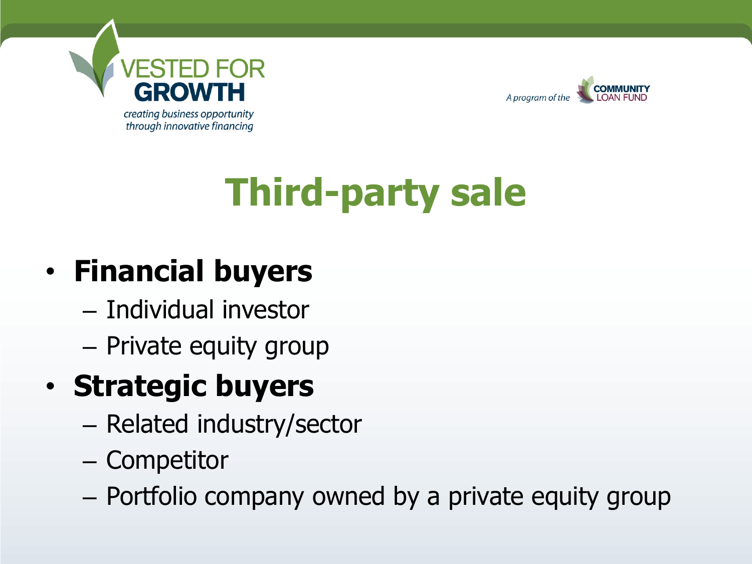# Third-party sale

- **Financial buyers**
  - Individual investor
  - Private equity group
- **Strategic buyers**
  - Related industry/sector
  - Competitor
  - Portfolio company owned by a private equity group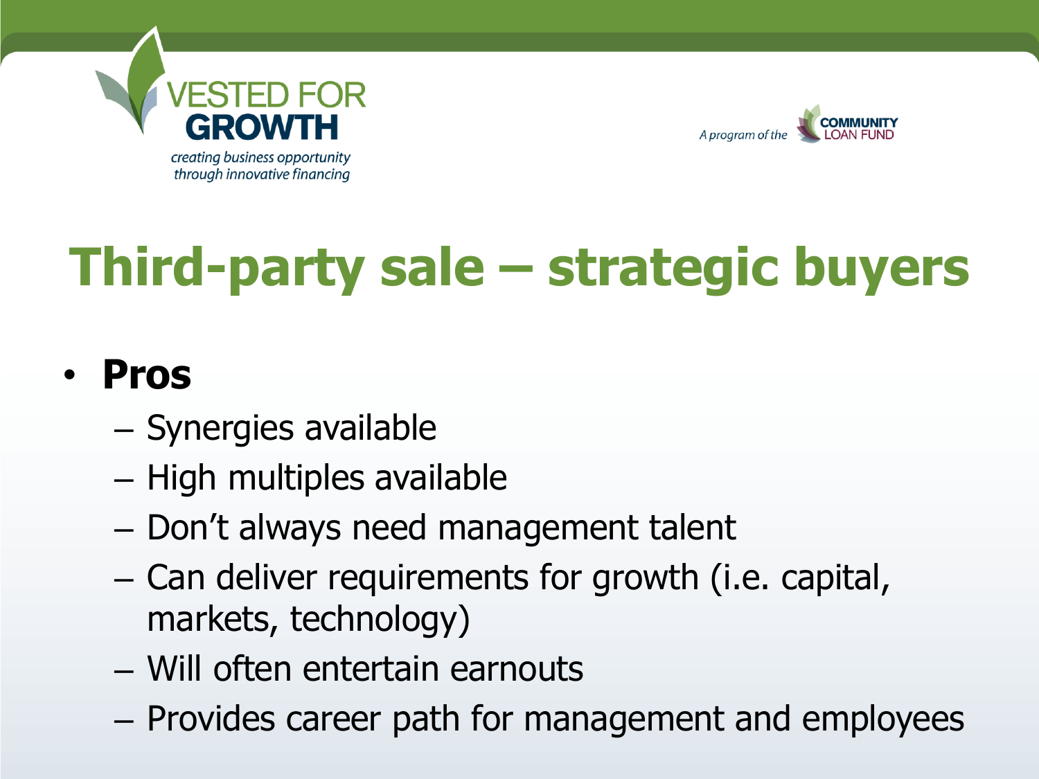# Third-party sale – strategic buyers

- **Pros**
  - Synergies available
  - High multiples available
  - Don't always need management talent
  - Can deliver requirements for growth (i.e. capital, markets, technology)
  - Will often entertain earnouts
  - Provides career path for management and employees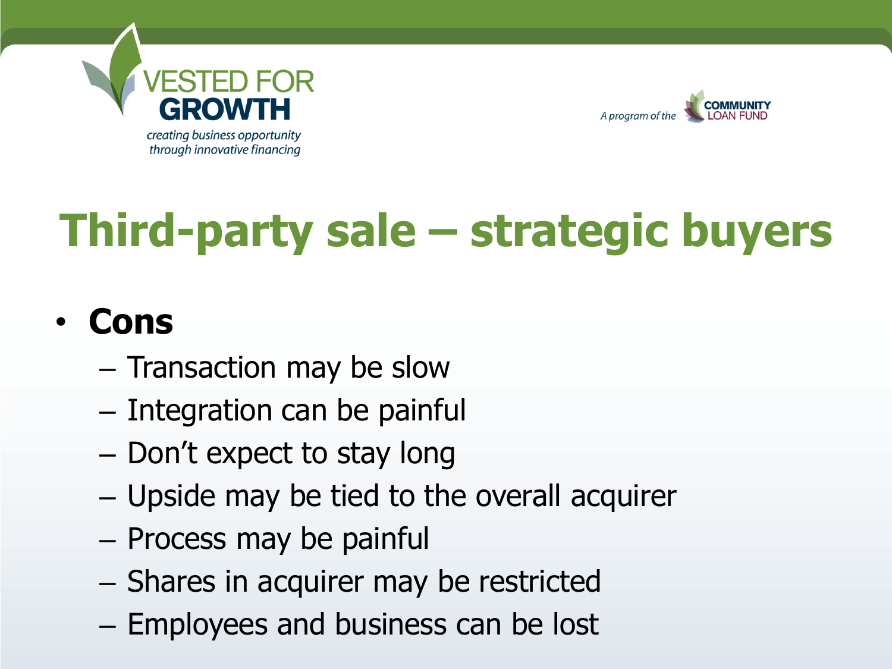# Third-party sale – strategic buyers

- **Cons**
  - Transaction may be slow
  - Integration can be painful
  - Don't expect to stay long
  - Upside may be tied to the overall acquirer
  - Process may be painful
  - Shares in acquirer may be restricted
  - Employees and business can be lost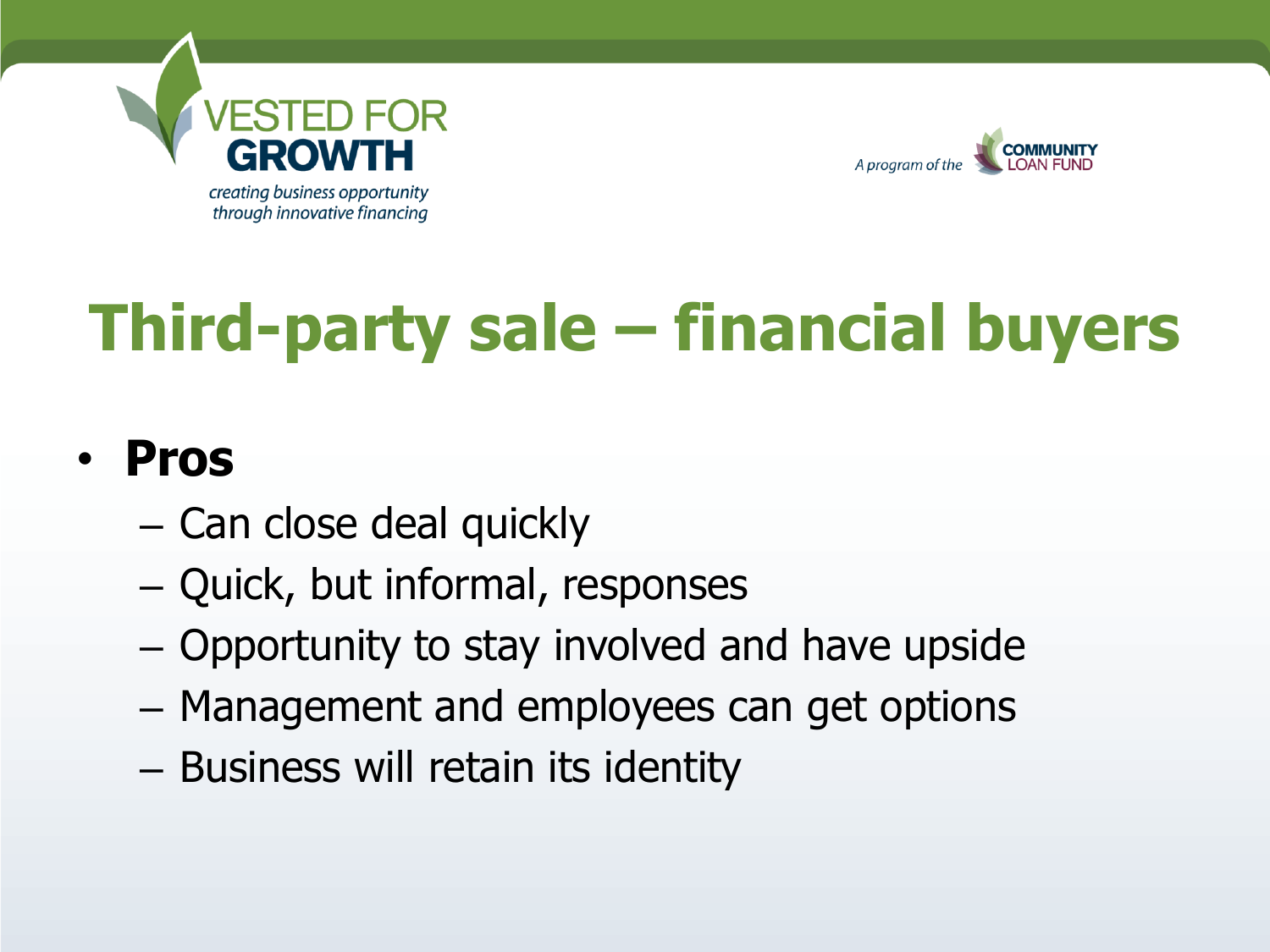# Third-party sale – financial buyers

- **Pros**
  - Can close deal quickly
  - Quick, but informal, responses
  - Opportunity to stay involved and have upside
  - Management and employees can get options
  - Business will retain its identity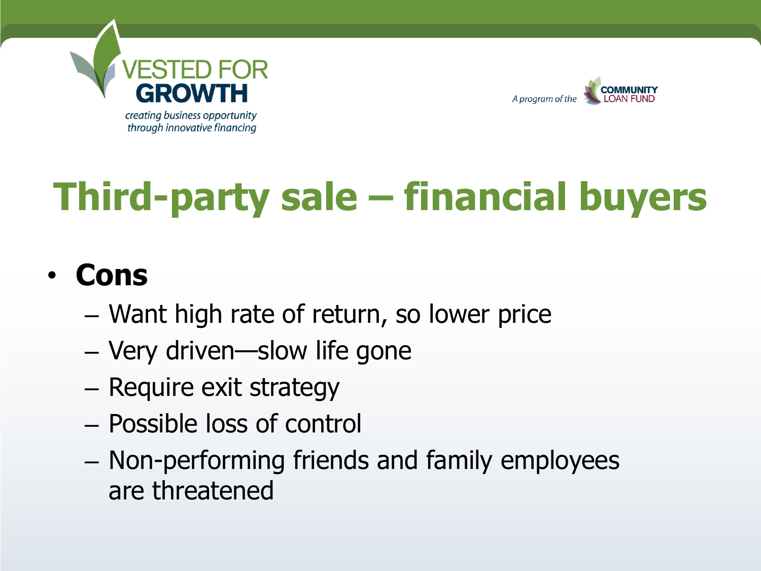# Third-party sale – financial buyers

- **Cons**
  - Want high rate of return, so lower price
  - Very driven—slow life gone
  - Require exit strategy
  - Possible loss of control
  - Non-performing friends and family employees are threatened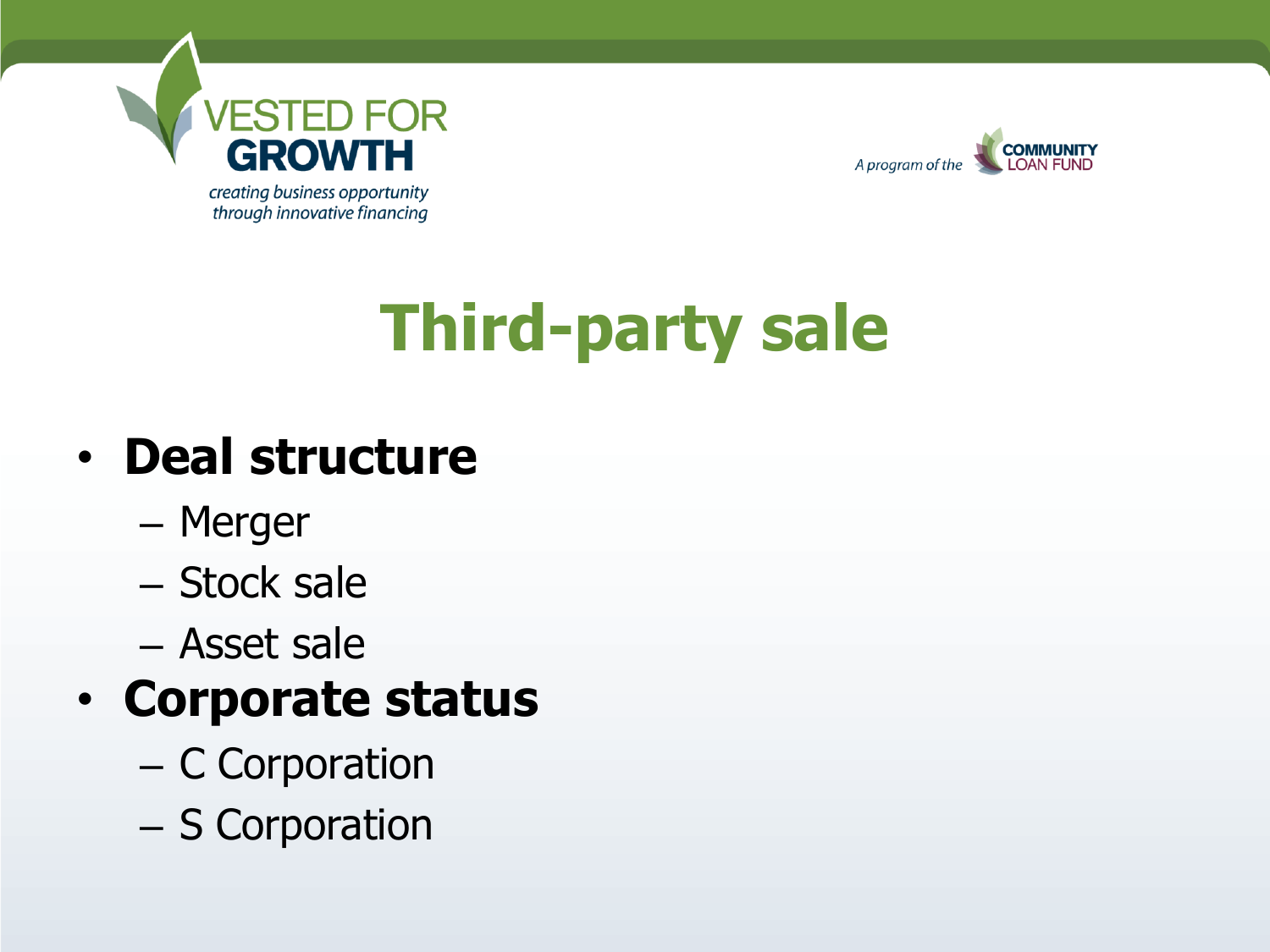# Third-party sale

- **Deal structure**
  - Merger
  - Stock sale
  - Asset sale
- **Corporate status**
  - C Corporation
  - S Corporation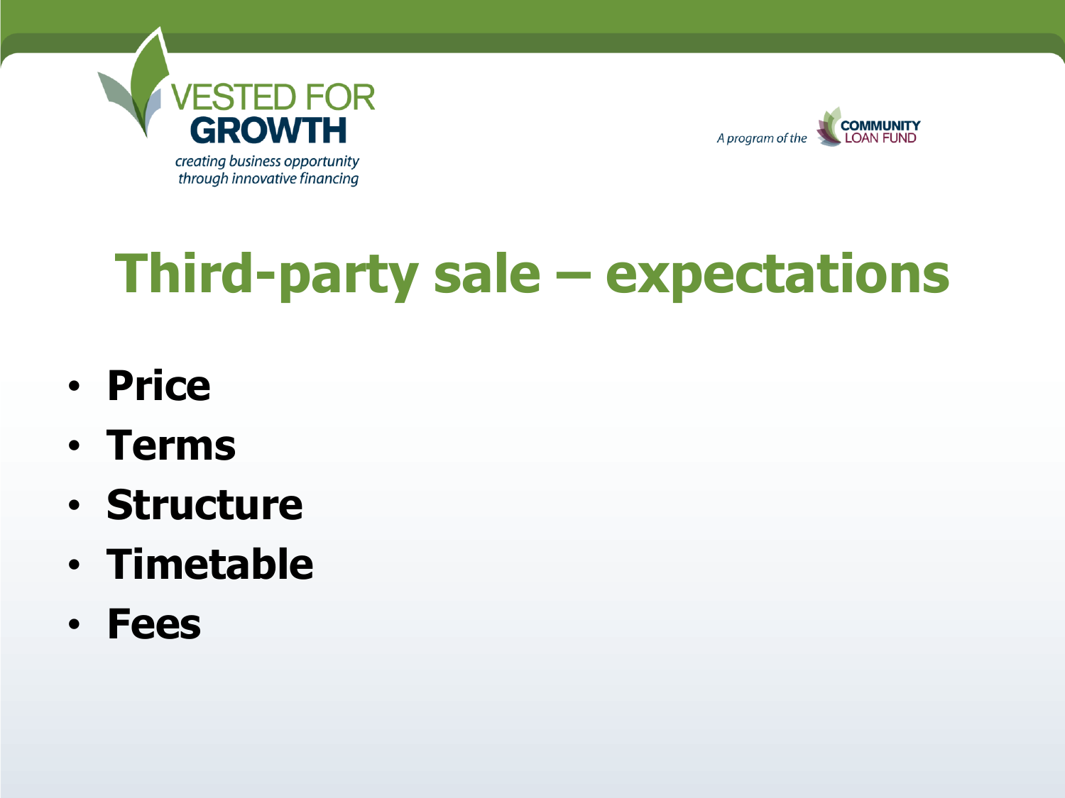# Third-party sale – expectations

- **Price**
- **Terms**
- **Structure**
- **Timetable**
- **Fees**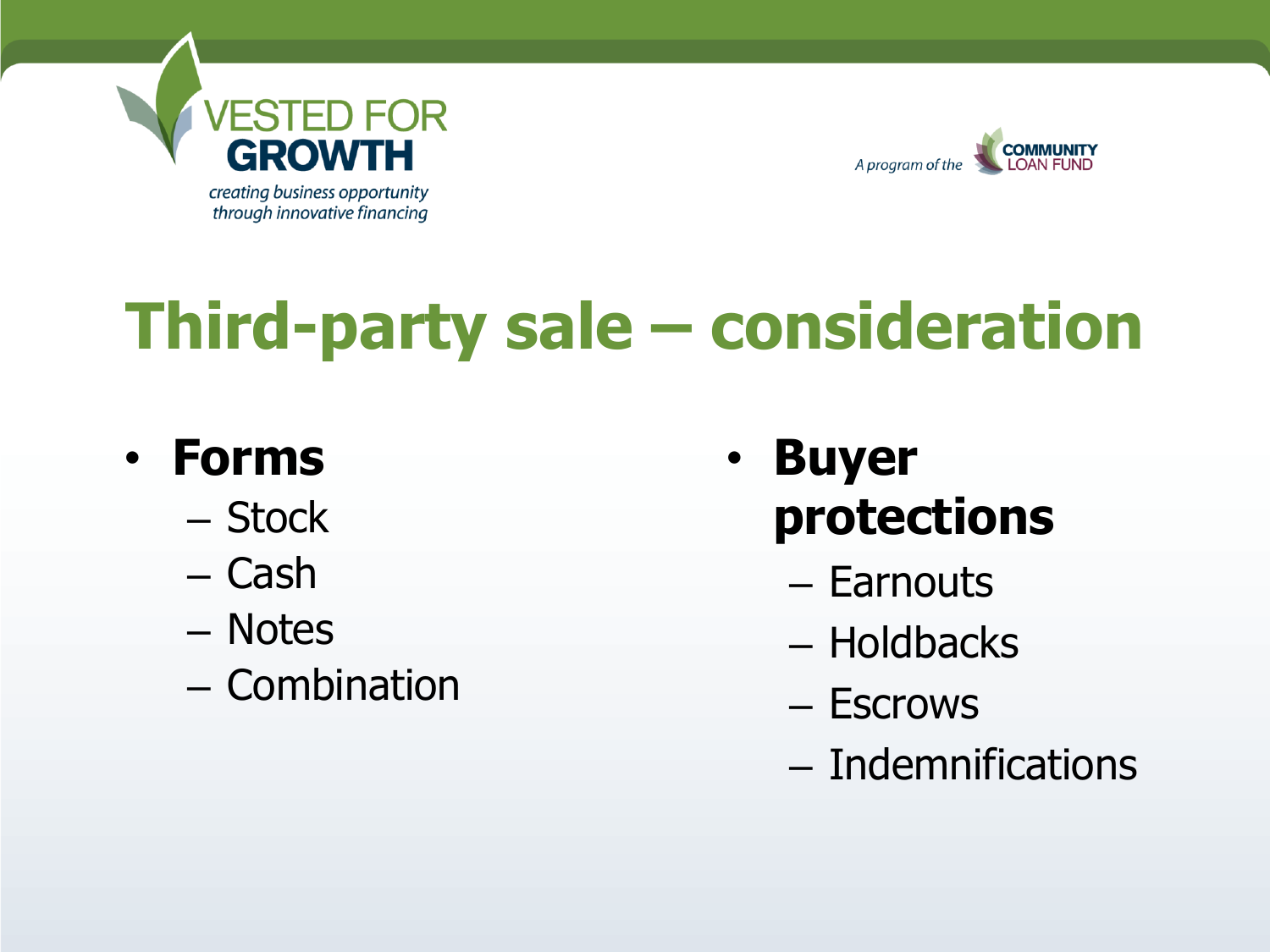# Third-party sale – consideration

- **Forms**
  - Stock
  - Cash
  - Notes
  - Combination
- **Buyer protections**
  - Earnouts
  - Holdbacks
  - Escrows
  - Indemnifications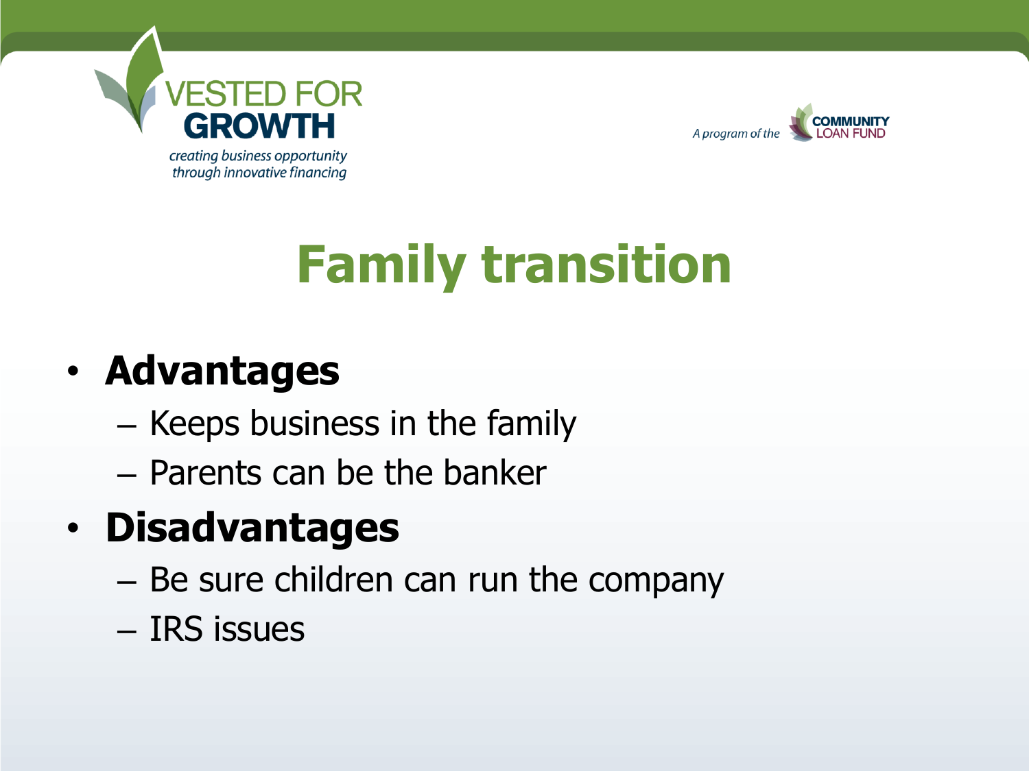# Family transition

- **Advantages**
  - Keeps business in the family
  - Parents can be the banker
- **Disadvantages**
  - Be sure children can run the company
  - IRS issues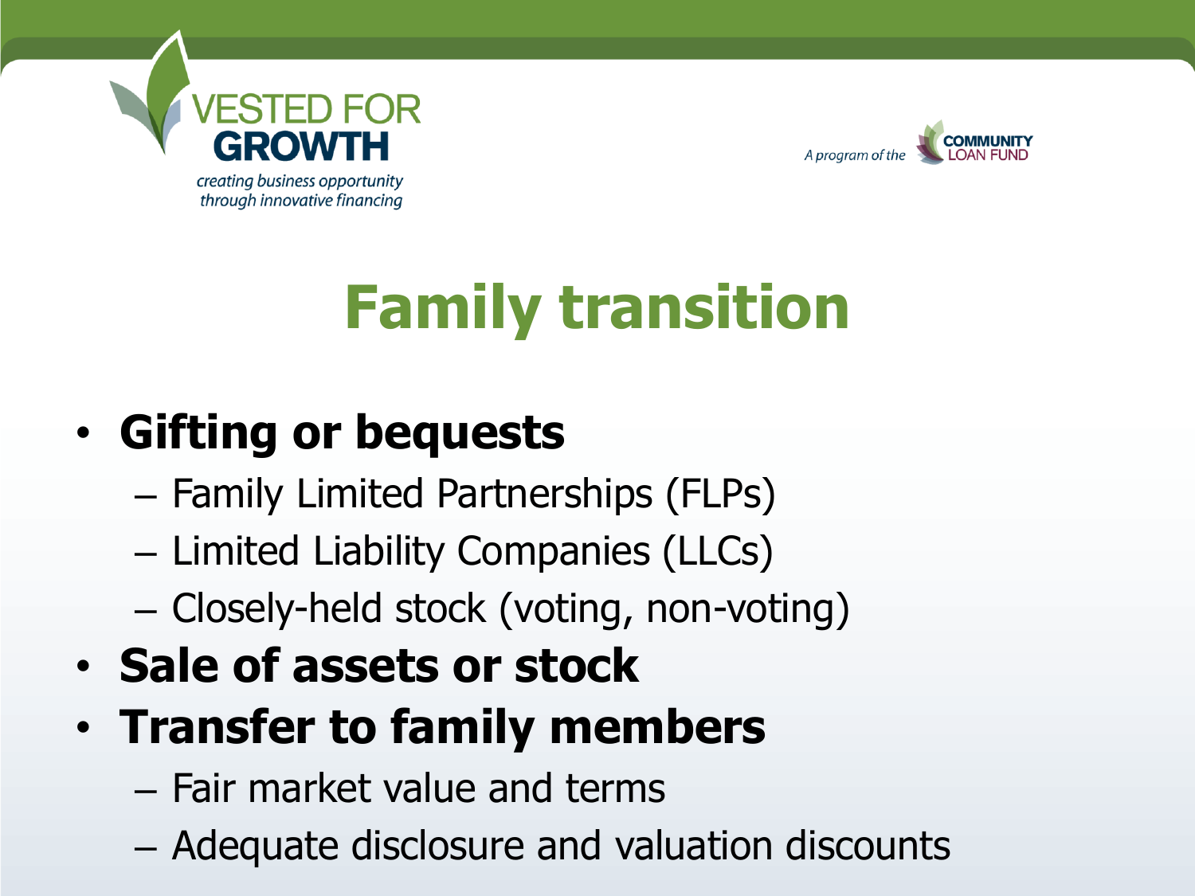# Family transition

- **Gifting or bequests**
  - Family Limited Partnerships (FLPs)
  - Limited Liability Companies (LLCs)
  - Closely-held stock (voting, non-voting)
- **Sale of assets or stock**
- **Transfer to family members**
  - Fair market value and terms
  - Adequate disclosure and valuation discounts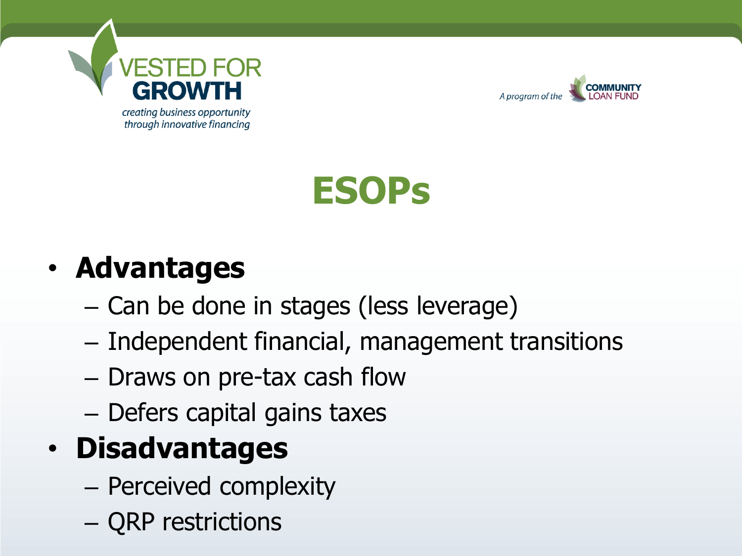# ESOPs

- **Advantages**
  - Can be done in stages (less leverage)
  - Independent financial, management transitions
  - Draws on pre-tax cash flow
  - Defers capital gains taxes
- **Disadvantages**
  - Perceived complexity
  - QRP restrictions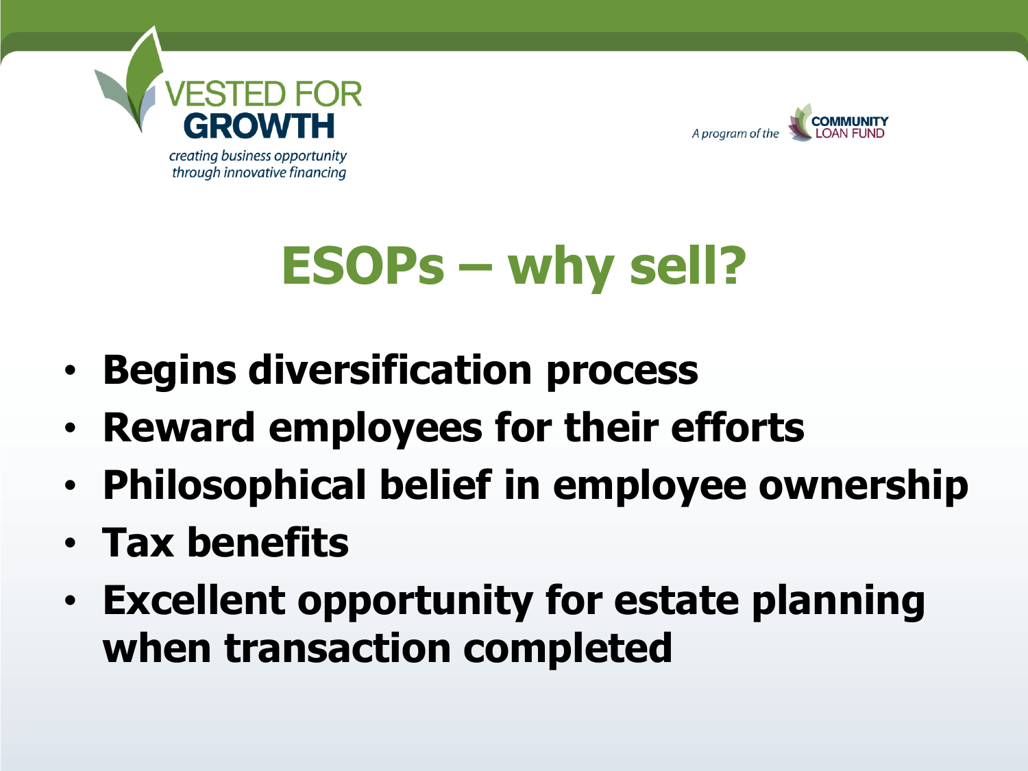# ESOPs – why sell?

- **Begins diversification process**
- **Reward employees for their efforts**
- **Philosophical belief in employee ownership**
- **Tax benefits**
- **Excellent opportunity for estate planning when transaction completed**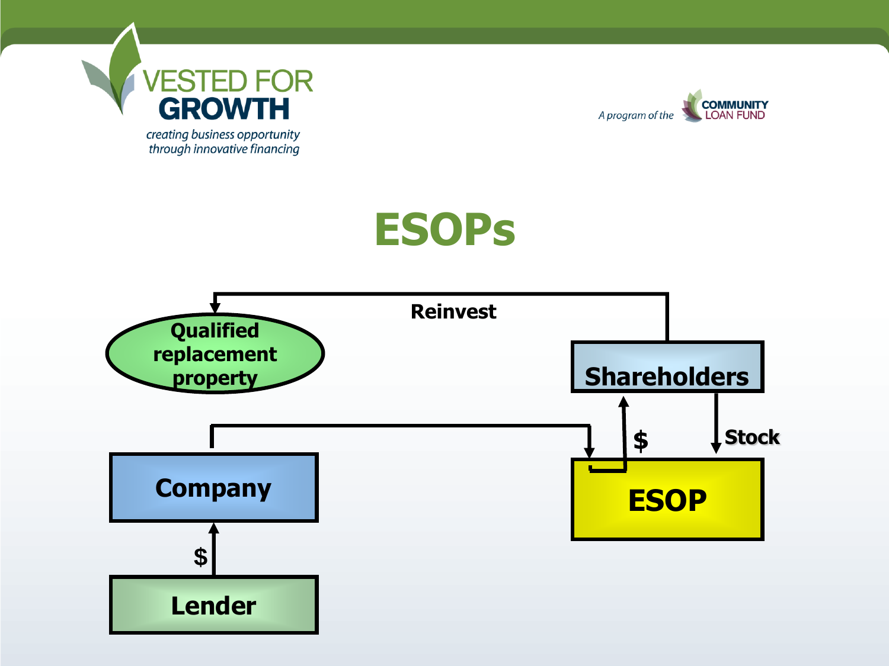# ESOPs

Reinvest

Qualified replacement property

Shareholders

$

Stock

Company

ESOP

$

Lender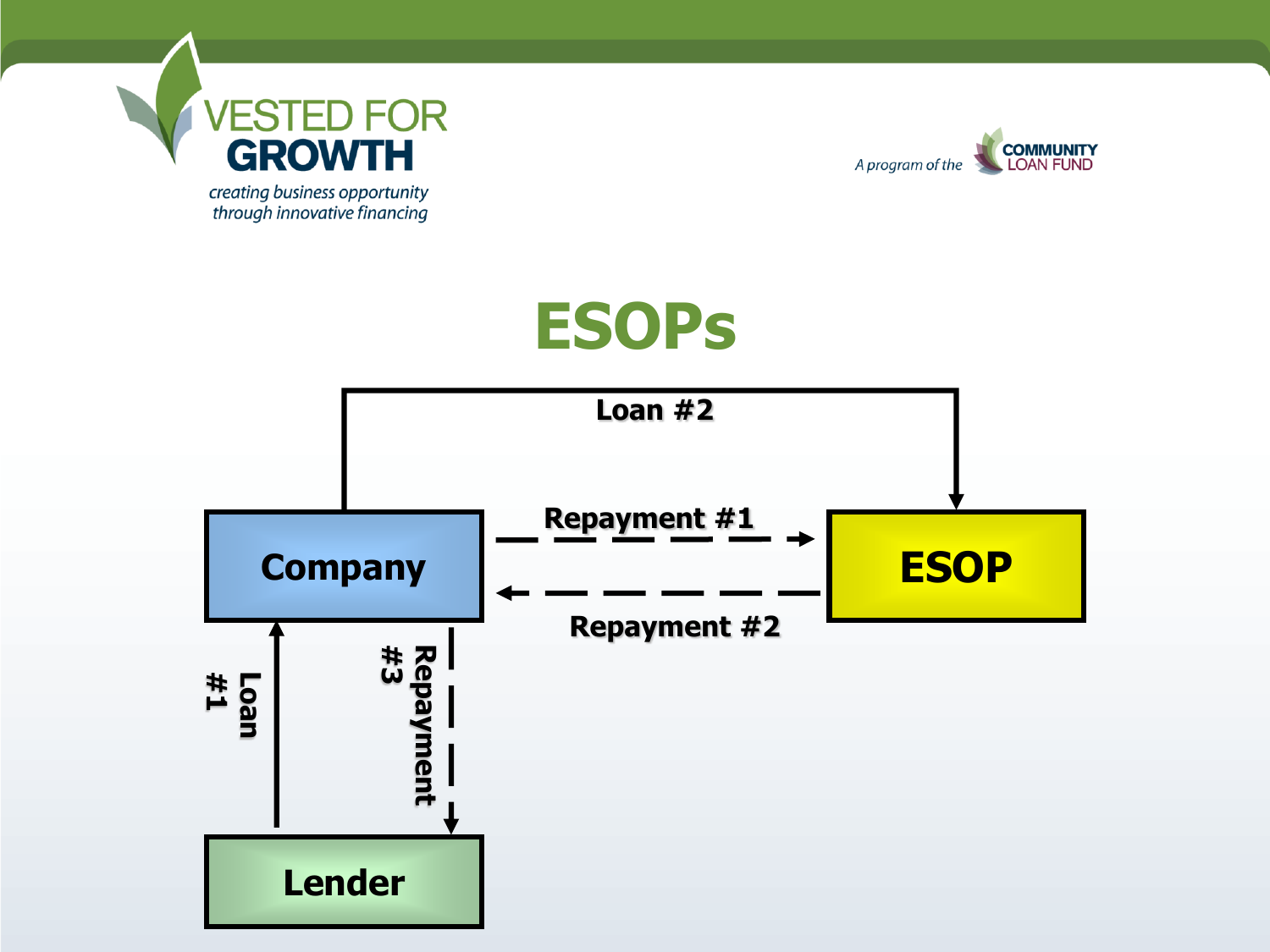VESTED FOR GROWTH

*creating business opportunity through innovative financing*

*A program of the* COMMUNITY LOAN FUND

# ESOPs

Loan #2

Company

Repayment #1

ESOP

Repayment #2

Loan #1

Repayment #3

Lender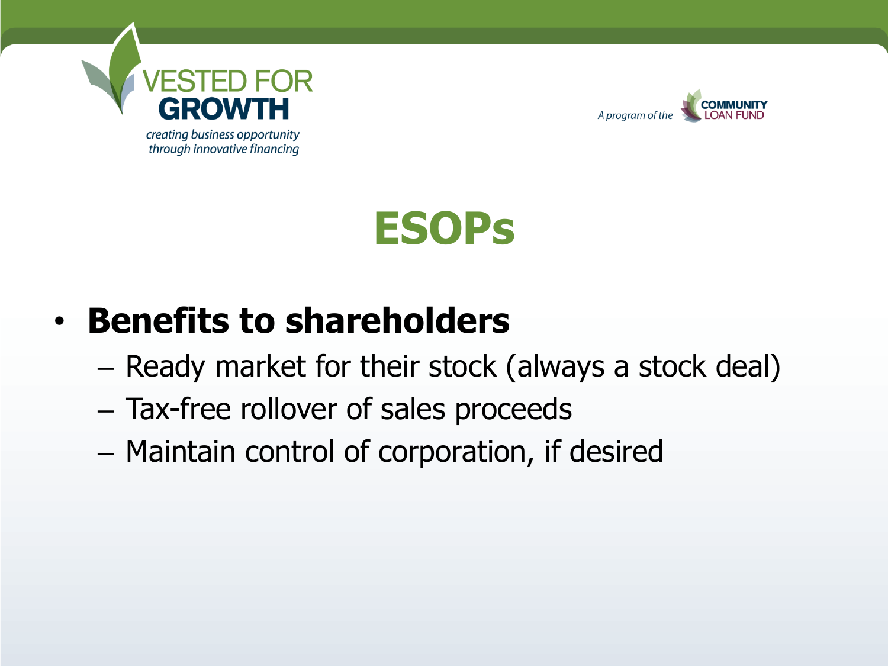# ESOPs

- **Benefits to shareholders**
  - Ready market for their stock (always a stock deal)
  - Tax-free rollover of sales proceeds
  - Maintain control of corporation, if desired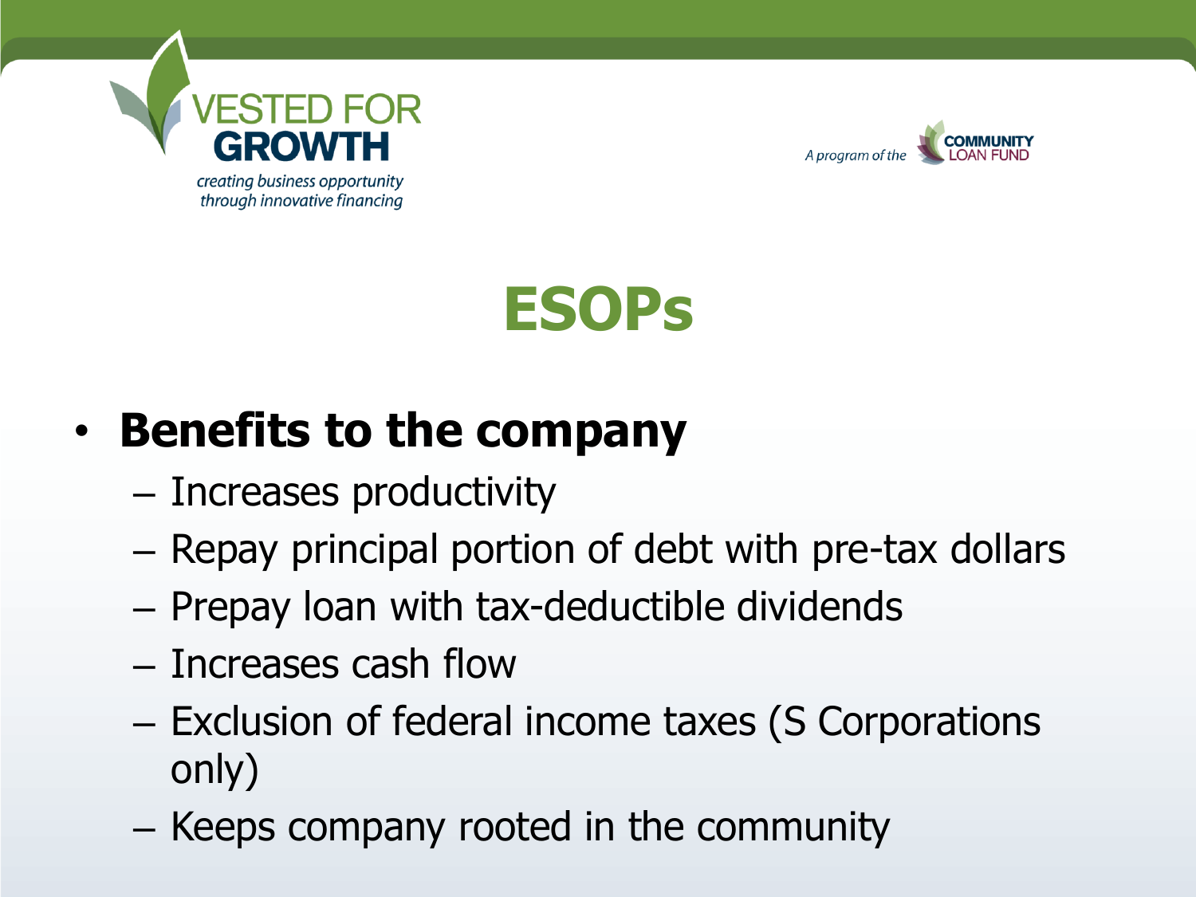# ESOPs

- **Benefits to the company**
  - Increases productivity
  - Repay principal portion of debt with pre-tax dollars
  - Prepay loan with tax-deductible dividends
  - Increases cash flow
  - Exclusion of federal income taxes (S Corporations only)
  - Keeps company rooted in the community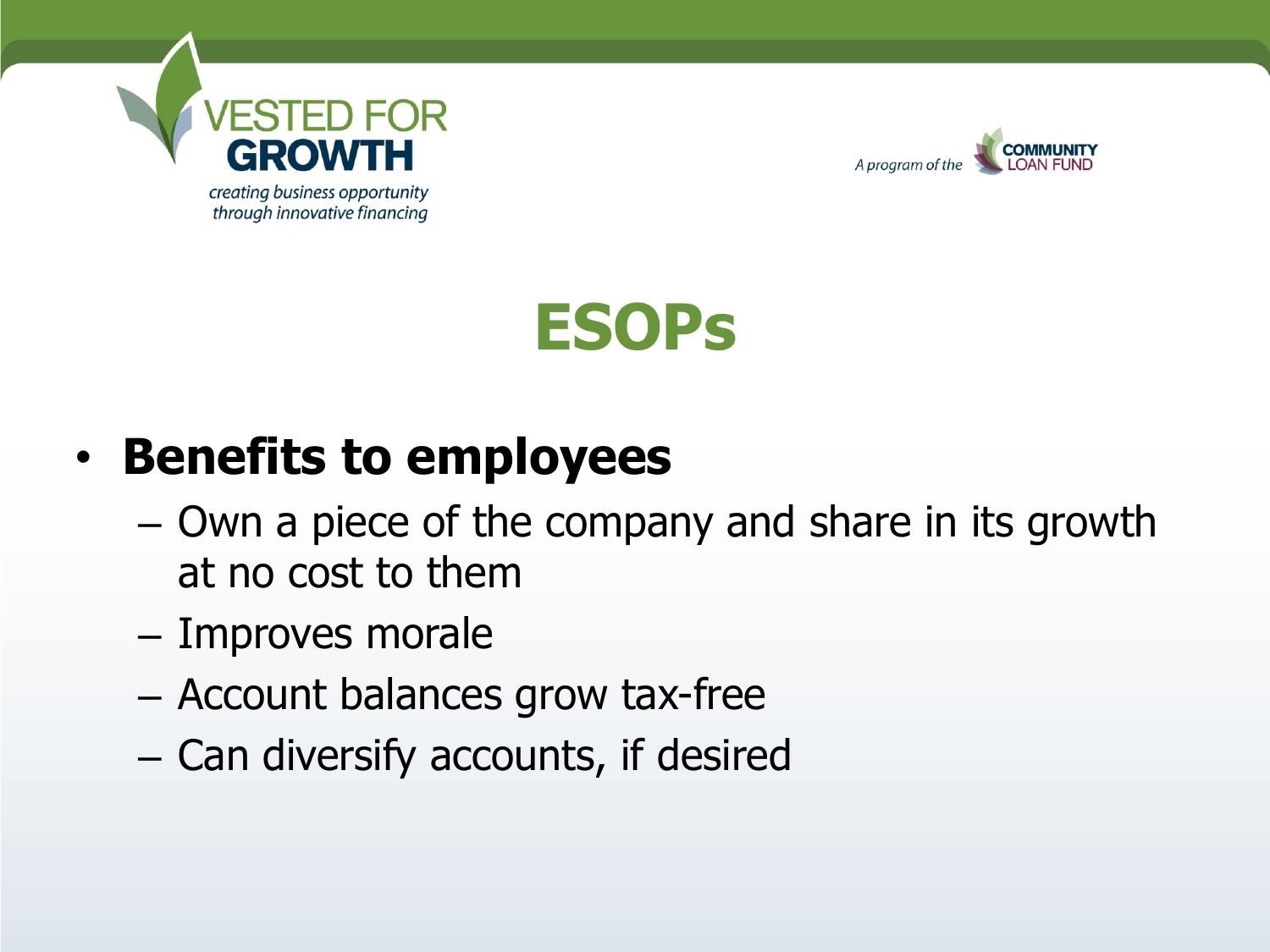# ESOPs

- **Benefits to employees**
  - Own a piece of the company and share in its growth at no cost to them
  - Improves morale
  - Account balances grow tax-free
  - Can diversify accounts, if desired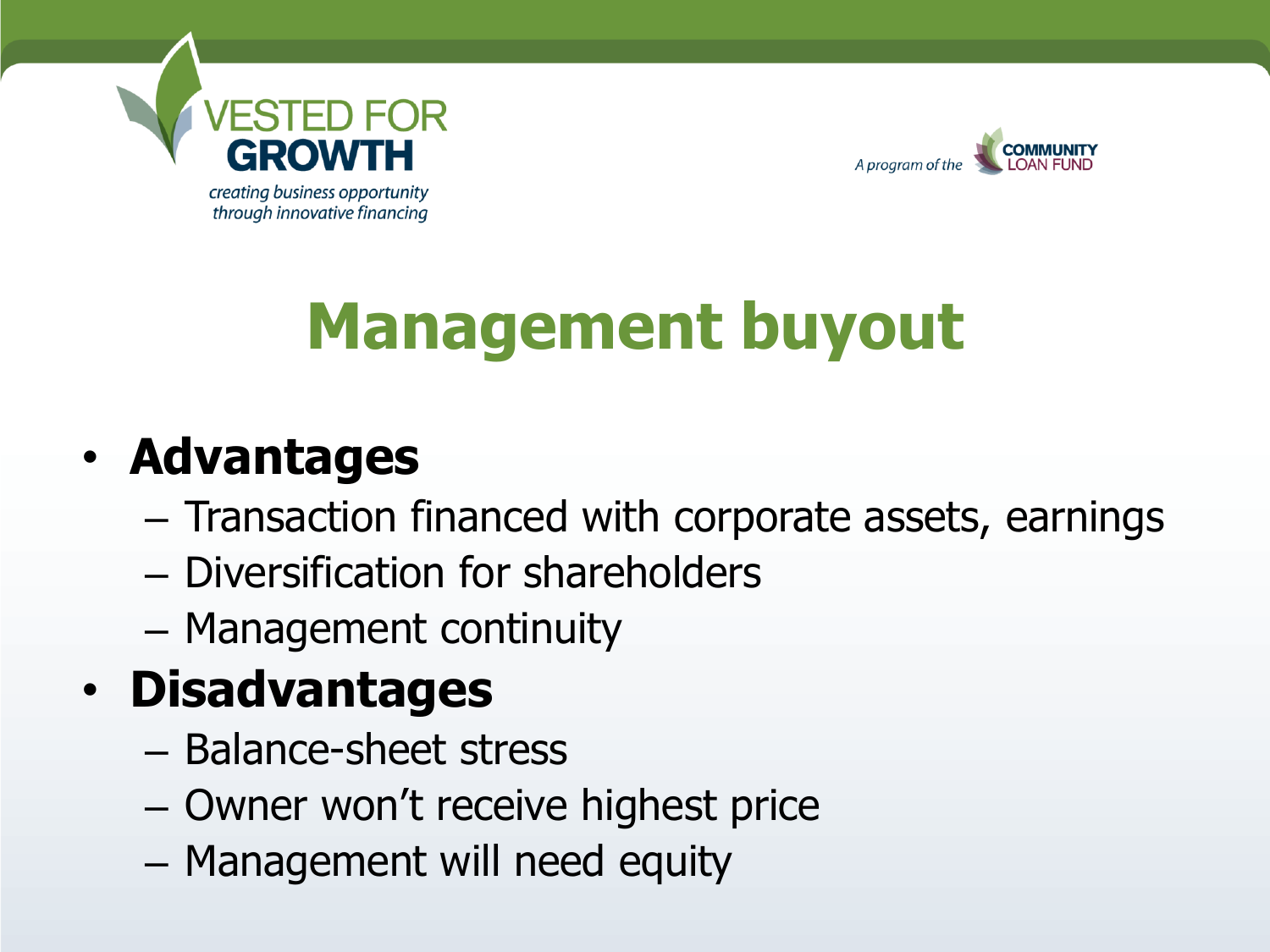# Management buyout

- **Advantages**
  - Transaction financed with corporate assets, earnings
  - Diversification for shareholders
  - Management continuity
- **Disadvantages**
  - Balance-sheet stress
  - Owner won't receive highest price
  - Management will need equity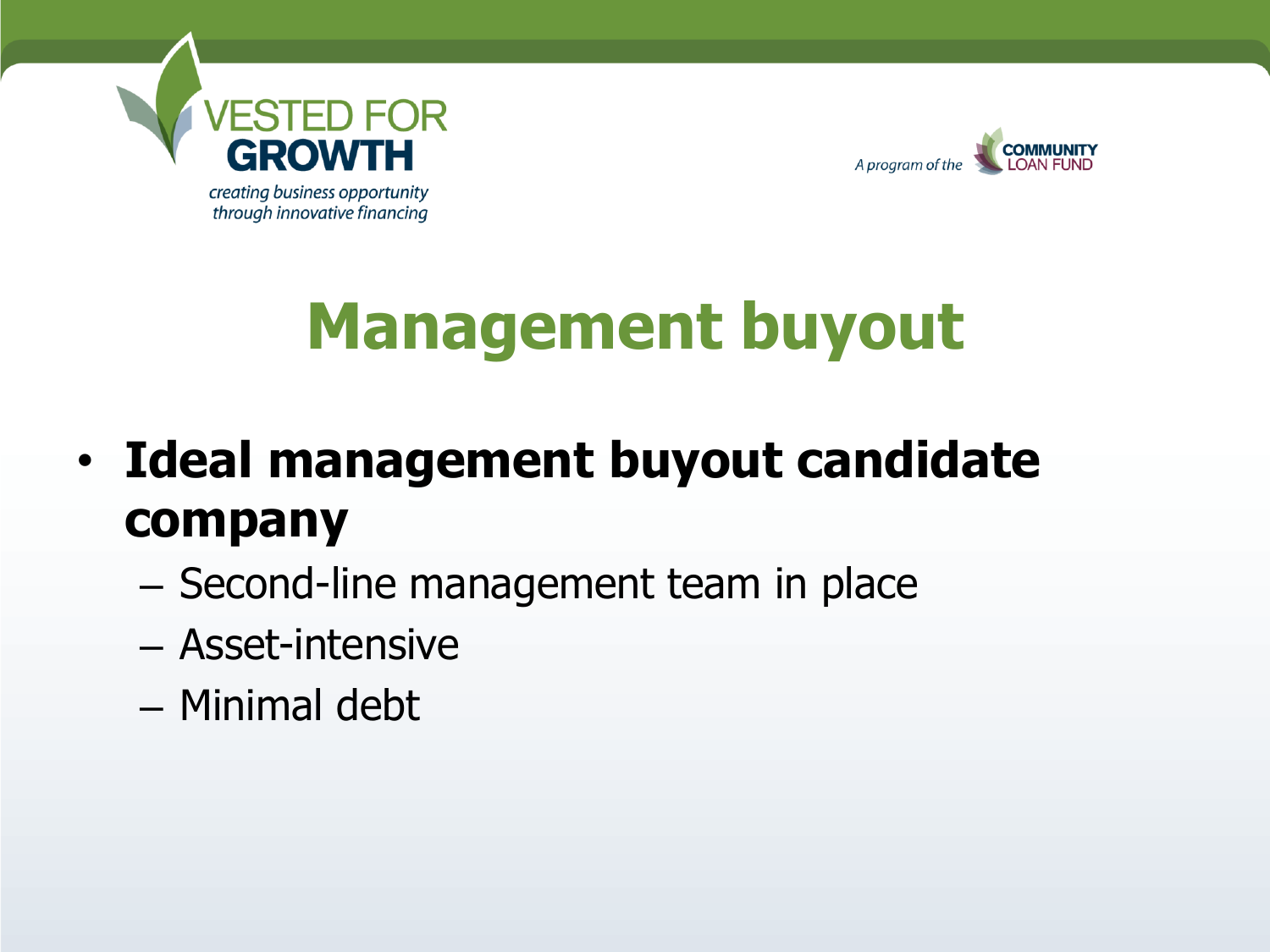# Management buyout

- **Ideal management buyout candidate company**
  - Second-line management team in place
  - Asset-intensive
  - Minimal debt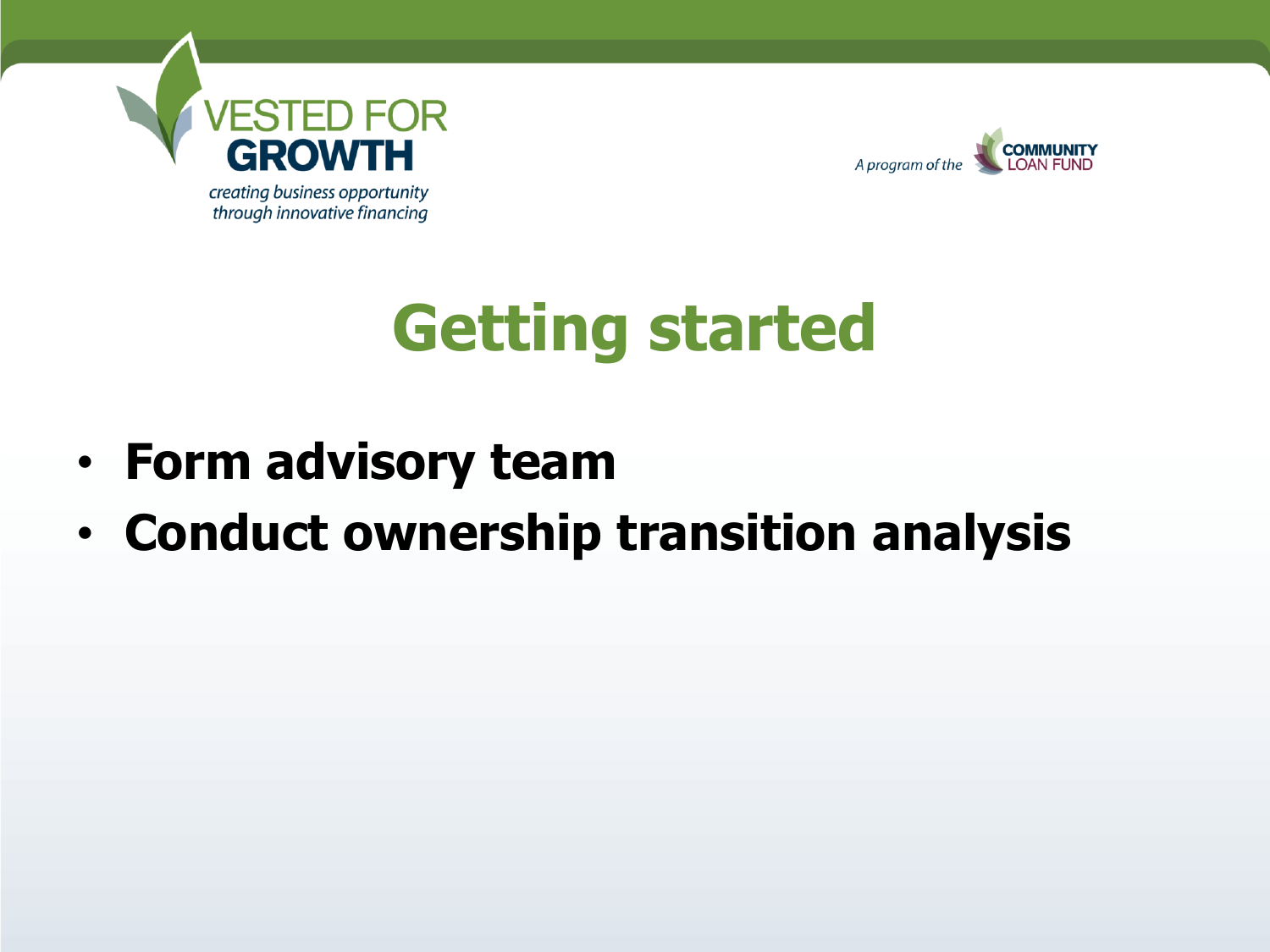VESTED FOR GROWTH

*creating business opportunity through innovative financing*

*A program of the* COMMUNITY LOAN FUND

# Getting started

- **Form advisory team**
- **Conduct ownership transition analysis**